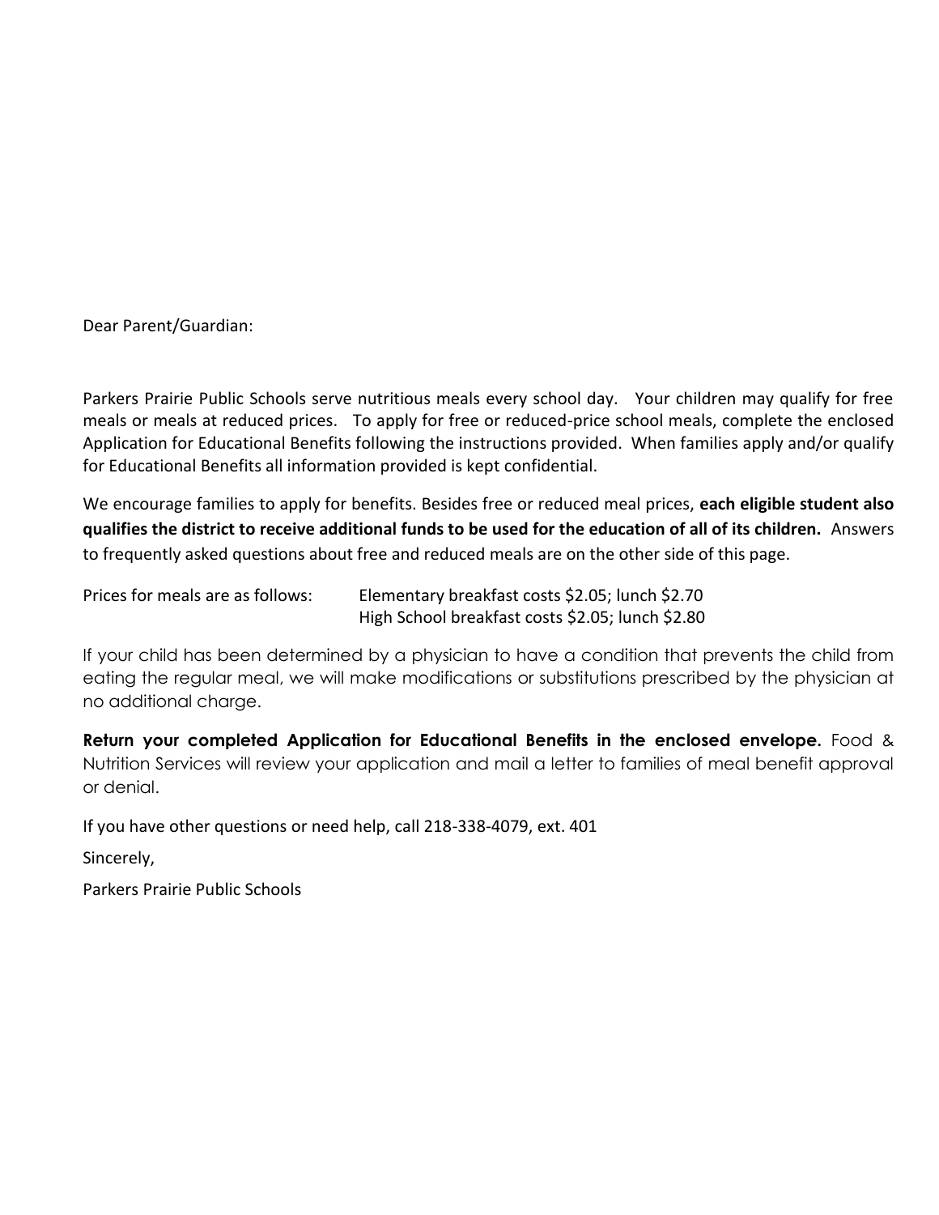Dear Parent/Guardian:

Parkers Prairie Public Schools serve nutritious meals every school day. Your children may qualify for free meals or meals at reduced prices. To apply for free or reduced-price school meals, complete the enclosed Application for Educational Benefits following the instructions provided. When families apply and/or qualify for Educational Benefits all information provided is kept confidential.

We encourage families to apply for benefits. Besides free or reduced meal prices, **each eligible student also qualifies the district to receive additional funds to be used for the education of all of its children.** Answers to frequently asked questions about free and reduced meals are on the other side of this page.

Prices for meals are as follows: Elementary breakfast costs $2.05; lunch $2.70
High School breakfast costs $2.05; lunch $2.80

If your child has been determined by a physician to have a condition that prevents the child from eating the regular meal, we will make modifications or substitutions prescribed by the physician at no additional charge.

**Return your completed Application for Educational Benefits in the enclosed envelope.** Food & Nutrition Services will review your application and mail a letter to families of meal benefit approval or denial.

If you have other questions or need help, call 218-338-4079, ext. 401

Sincerely,

Parkers Prairie Public Schools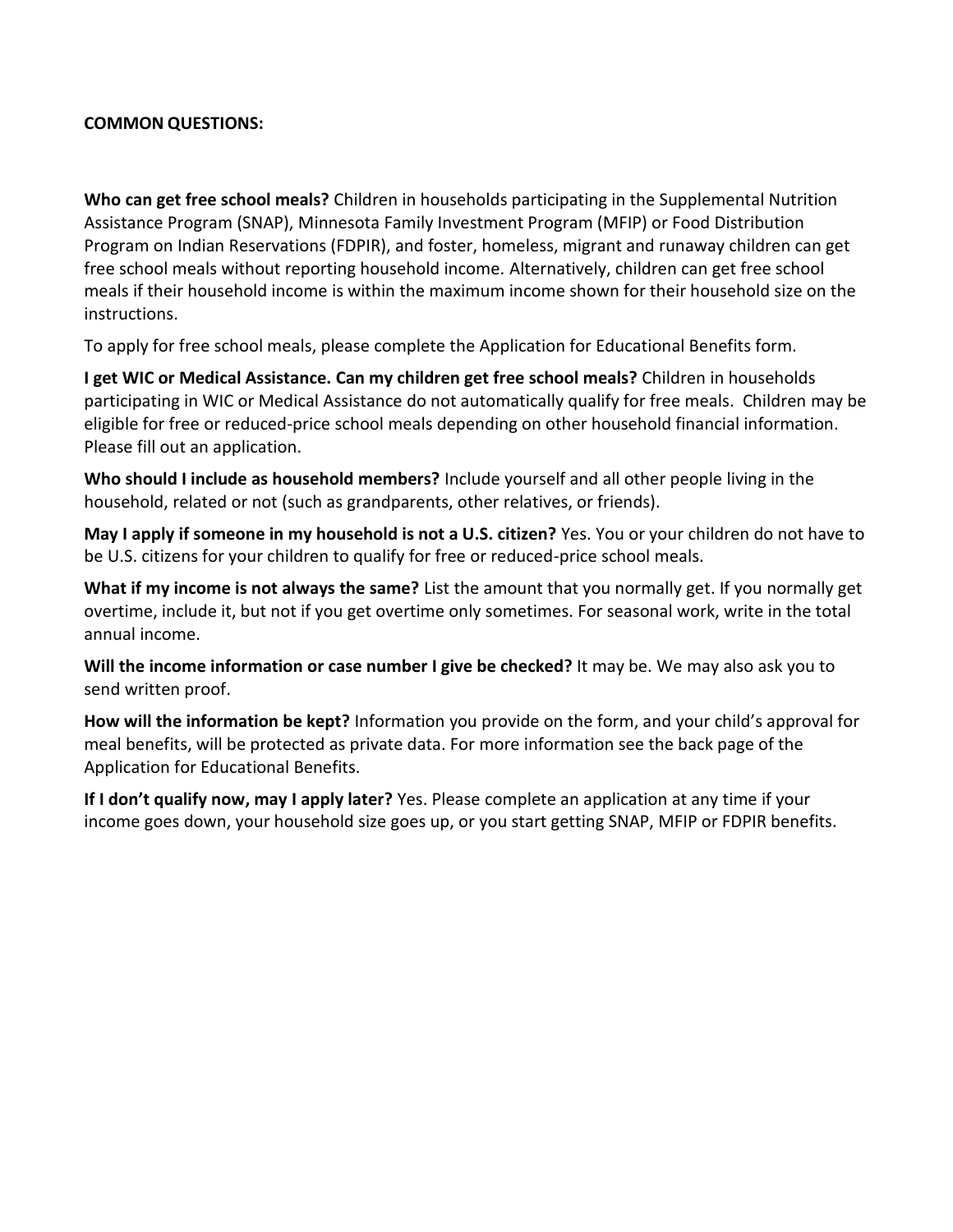**COMMON QUESTIONS:**

**Who can get free school meals?** Children in households participating in the Supplemental Nutrition Assistance Program (SNAP), Minnesota Family Investment Program (MFIP) or Food Distribution Program on Indian Reservations (FDPIR), and foster, homeless, migrant and runaway children can get free school meals without reporting household income. Alternatively, children can get free school meals if their household income is within the maximum income shown for their household size on the instructions.

To apply for free school meals, please complete the Application for Educational Benefits form.

**I get WIC or Medical Assistance. Can my children get free school meals?** Children in households participating in WIC or Medical Assistance do not automatically qualify for free meals. Children may be eligible for free or reduced-price school meals depending on other household financial information. Please fill out an application.

**Who should I include as household members?** Include yourself and all other people living in the household, related or not (such as grandparents, other relatives, or friends).

**May I apply if someone in my household is not a U.S. citizen?** Yes. You or your children do not have to be U.S. citizens for your children to qualify for free or reduced-price school meals.

**What if my income is not always the same?** List the amount that you normally get. If you normally get overtime, include it, but not if you get overtime only sometimes. For seasonal work, write in the total annual income.

**Will the income information or case number I give be checked?** It may be. We may also ask you to send written proof.

**How will the information be kept?** Information you provide on the form, and your child's approval for meal benefits, will be protected as private data. For more information see the back page of the Application for Educational Benefits.

**If I don't qualify now, may I apply later?** Yes. Please complete an application at any time if your income goes down, your household size goes up, or you start getting SNAP, MFIP or FDPIR benefits.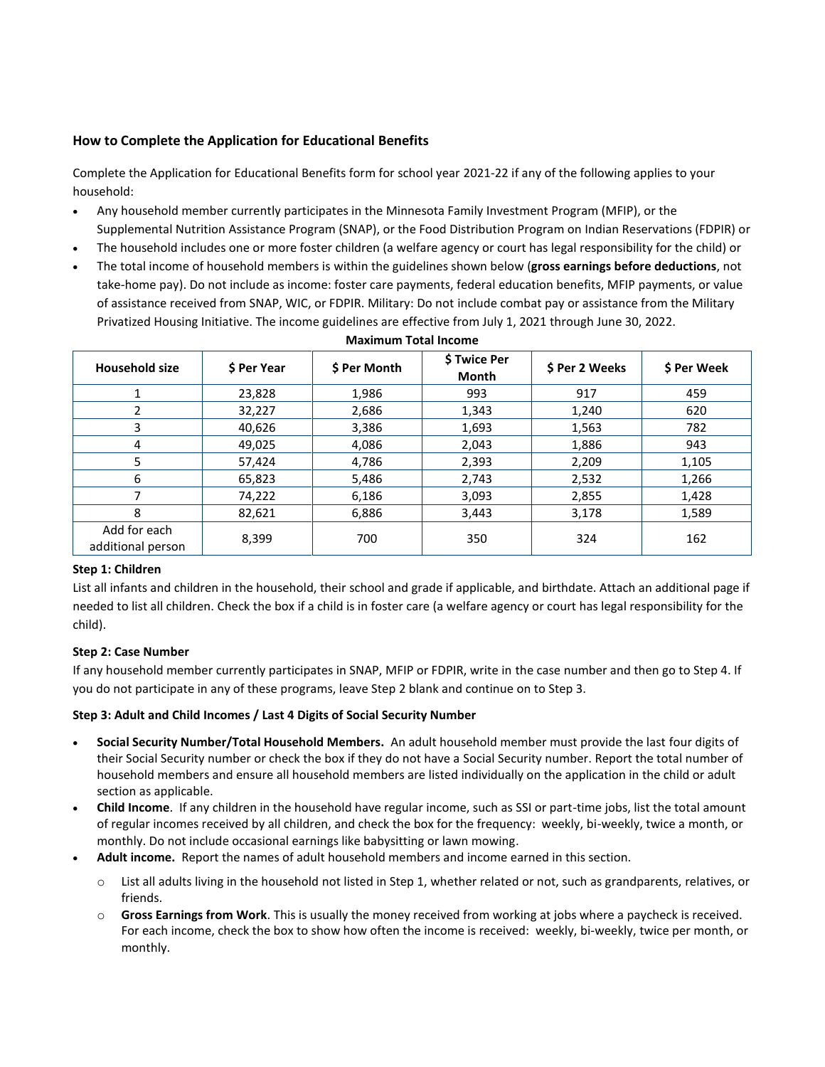### How to Complete the Application for Educational Benefits

Complete the Application for Educational Benefits form for school year 2021-22 if any of the following applies to your household:

- Any household member currently participates in the Minnesota Family Investment Program (MFIP), or the Supplemental Nutrition Assistance Program (SNAP), or the Food Distribution Program on Indian Reservations (FDPIR) or
- The household includes one or more foster children (a welfare agency or court has legal responsibility for the child) or
- The total income of household members is within the guidelines shown below (**gross earnings before deductions**, not take-home pay). Do not include as income: foster care payments, federal education benefits, MFIP payments, or value of assistance received from SNAP, WIC, or FDPIR. Military: Do not include combat pay or assistance from the Military Privatized Housing Initiative. The income guidelines are effective from July 1, 2021 through June 30, 2022.

**Maximum Total Income**

| Household size | $ Per Year | $ Per Month | $ Twice Per Month | $ Per 2 Weeks | $ Per Week |
|---|---|---|---|---|---|
| 1 | 23,828 | 1,986 | 993 | 917 | 459 |
| 2 | 32,227 | 2,686 | 1,343 | 1,240 | 620 |
| 3 | 40,626 | 3,386 | 1,693 | 1,563 | 782 |
| 4 | 49,025 | 4,086 | 2,043 | 1,886 | 943 |
| 5 | 57,424 | 4,786 | 2,393 | 2,209 | 1,105 |
| 6 | 65,823 | 5,486 | 2,743 | 2,532 | 1,266 |
| 7 | 74,222 | 6,186 | 3,093 | 2,855 | 1,428 |
| 8 | 82,621 | 6,886 | 3,443 | 3,178 | 1,589 |
| Add for each additional person | 8,399 | 700 | 350 | 324 | 162 |

**Step 1: Children**

List all infants and children in the household, their school and grade if applicable, and birthdate. Attach an additional page if needed to list all children. Check the box if a child is in foster care (a welfare agency or court has legal responsibility for the child).

**Step 2: Case Number**

If any household member currently participates in SNAP, MFIP or FDPIR, write in the case number and then go to Step 4. If you do not participate in any of these programs, leave Step 2 blank and continue on to Step 3.

**Step 3: Adult and Child Incomes / Last 4 Digits of Social Security Number**

- **Social Security Number/Total Household Members.** An adult household member must provide the last four digits of their Social Security number or check the box if they do not have a Social Security number. Report the total number of household members and ensure all household members are listed individually on the application in the child or adult section as applicable.
- **Child Income**. If any children in the household have regular income, such as SSI or part-time jobs, list the total amount of regular incomes received by all children, and check the box for the frequency: weekly, bi-weekly, twice a month, or monthly. Do not include occasional earnings like babysitting or lawn mowing.
- **Adult income.** Report the names of adult household members and income earned in this section.
  - List all adults living in the household not listed in Step 1, whether related or not, such as grandparents, relatives, or friends.
  - **Gross Earnings from Work**. This is usually the money received from working at jobs where a paycheck is received. For each income, check the box to show how often the income is received: weekly, bi-weekly, twice per month, or monthly.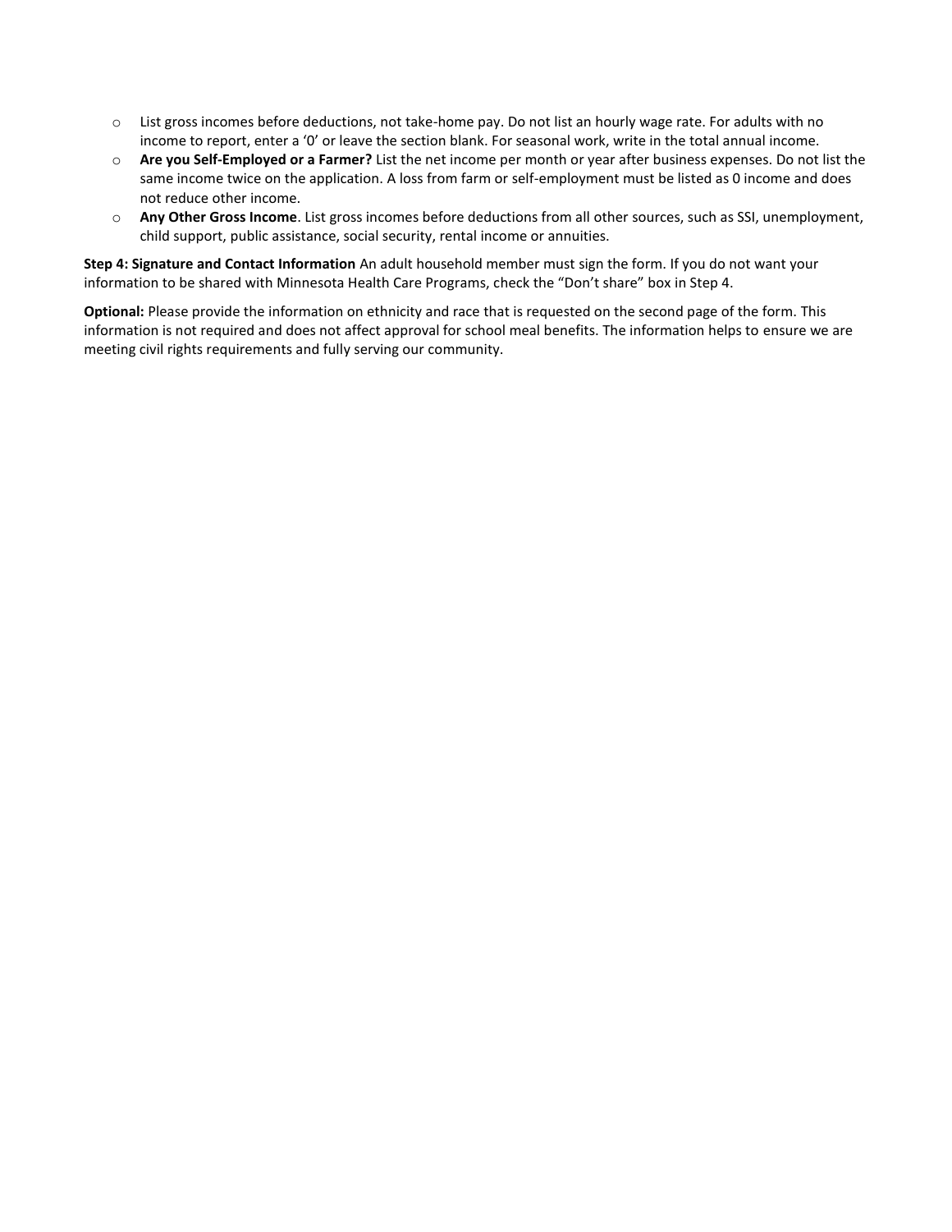- List gross incomes before deductions, not take-home pay. Do not list an hourly wage rate. For adults with no income to report, enter a '0' or leave the section blank. For seasonal work, write in the total annual income.
- **Are you Self-Employed or a Farmer?** List the net income per month or year after business expenses. Do not list the same income twice on the application. A loss from farm or self-employment must be listed as 0 income and does not reduce other income.
- **Any Other Gross Income**. List gross incomes before deductions from all other sources, such as SSI, unemployment, child support, public assistance, social security, rental income or annuities.

**Step 4: Signature and Contact Information** An adult household member must sign the form. If you do not want your information to be shared with Minnesota Health Care Programs, check the "Don't share" box in Step 4.

**Optional:** Please provide the information on ethnicity and race that is requested on the second page of the form. This information is not required and does not affect approval for school meal benefits. The information helps to ensure we are meeting civil rights requirements and fully serving our community.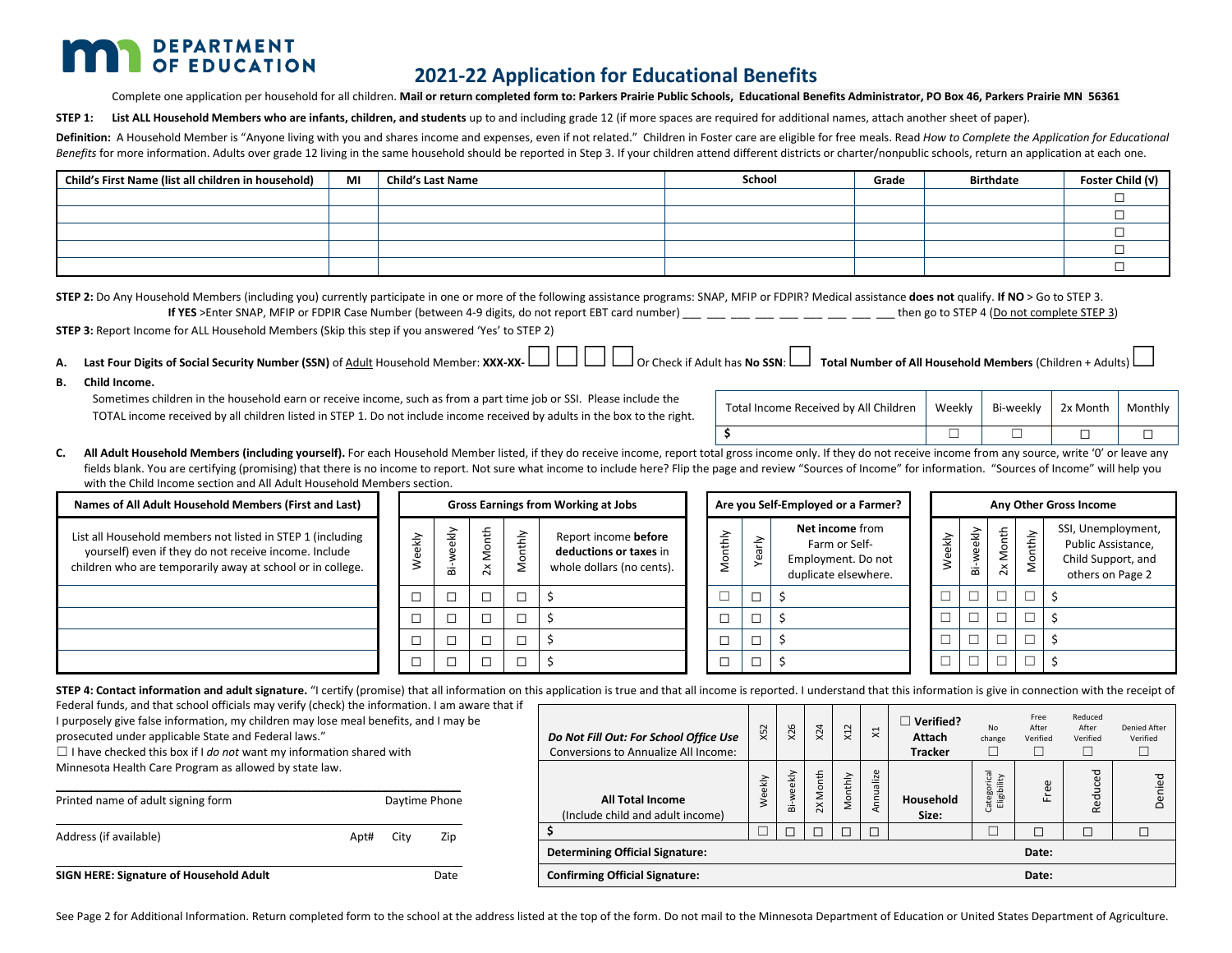**DEPARTMENT OF EDUCATION**

# 2021-22 Application for Educational Benefits

Complete one application per household for all children. **Mail or return completed form to: Parkers Prairie Public Schools, Educational Benefits Administrator, PO Box 46, Parkers Prairie MN 56361**

**STEP 1: List ALL Household Members who are infants, children, and students** up to and including grade 12 (if more spaces are required for additional names, attach another sheet of paper).

**Definition:** A Household Member is "Anyone living with you and shares income and expenses, even if not related." Children in Foster care are eligible for free meals. Read *How to Complete the Application for Educational Benefits* for more information. Adults over grade 12 living in the same household should be reported in Step 3. If your children attend different districts or charter/nonpublic schools, return an application at each one.

| Child's First Name (list all children in household) | MI | Child's Last Name | School | Grade | Birthdate | Foster Child (√) |
|---|---|---|---|---|---|---|
| | | | | | | ☐ |
| | | | | | | ☐ |
| | | | | | | ☐ |
| | | | | | | ☐ |
| | | | | | | ☐ |

**STEP 2:** Do Any Household Members (including you) currently participate in one or more of the following assistance programs: SNAP, MFIP or FDPIR? Medical assistance **does not** qualify. **If NO** > Go to STEP 3.
**If YES** >Enter SNAP, MFIP or FDPIR Case Number (between 4-9 digits, do not report EBT card number) ___ ___ ___ ___ ___ ___ ___ ___ ___ then go to STEP 4 (Do not complete STEP 3)

**STEP 3:** Report Income for ALL Household Members (Skip this step if you answered 'Yes' to STEP 2)

**A. Last Four Digits of Social Security Number (SSN)** of Adult Household Member: **XXX-XX-** ☐ ☐ ☐ ☐ Or Check if Adult has **No SSN**: ☐ **Total Number of All Household Members** (Children + Adults) ☐

**B. Child Income.**

Sometimes children in the household earn or receive income, such as from a part time job or SSI. Please include the TOTAL income received by all children listed in STEP 1. Do not include income received by adults in the box to the right.

| Total Income Received by All Children | Weekly | Bi-weekly | 2x Month | Monthly |
|---|---|---|---|---|
| $ | ☐ | ☐ | ☐ | ☐ |

**C. All Adult Household Members (including yourself).** For each Household Member listed, if they do receive income, report total gross income only. If they do not receive income from any source, write '0' or leave any fields blank. You are certifying (promising) that there is no income to report. Not sure what income to include here? Flip the page and review "Sources of Income" for information. "Sources of Income" will help you with the Child Income section and All Adult Household Members section.

| Names of All Adult Household Members (First and Last) | Gross Earnings from Working at Jobs | | | | | Are you Self-Employed or a Farmer? | | | Any Other Gross Income | | | | |
|---|---|---|---|---|---|---|---|---|---|---|---|---|---|
| List all Household members not listed in STEP 1 (including yourself) even if they do not receive income. Include children who are temporarily away at school or in college. | Weekly | Bi-weekly | 2x Month | Monthly | Report income **before deductions or taxes** in whole dollars (no cents). | Monthly | Yearly | **Net income** from Farm or Self-Employment. Do not duplicate elsewhere. | Weekly | Bi-weekly | 2x Month | Monthly | SSI, Unemployment, Public Assistance, Child Support, and others on Page 2 |
| | ☐ | ☐ | ☐ | ☐ | $ | ☐ | ☐ | $ | ☐ | ☐ | ☐ | ☐ | $ |
| | ☐ | ☐ | ☐ | ☐ | $ | ☐ | ☐ | $ | ☐ | ☐ | ☐ | ☐ | $ |
| | ☐ | ☐ | ☐ | ☐ | $ | ☐ | ☐ | $ | ☐ | ☐ | ☐ | ☐ | $ |
| | ☐ | ☐ | ☐ | ☐ | $ | ☐ | ☐ | $ | ☐ | ☐ | ☐ | ☐ | $ |

**STEP 4: Contact information and adult signature.** "I certify (promise) that all information on this application is true and that all income is reported. I understand that this information is give in connection with the receipt of Federal funds, and that school officials may verify (check) the information. I am aware that if I purposely give false information, my children may lose meal benefits, and I may be prosecuted under applicable State and Federal laws."

☐ I have checked this box if I *do not* want my information shared with Minnesota Health Care Program as allowed by state law.

______________________________________________
Printed name of adult signing form — Daytime Phone

______________________________________________
Address (if available) — Apt# — City — Zip

______________________________________________
**SIGN HERE: Signature of Household Adult** — Date

| *Do Not Fill Out: For School Office Use* Conversions to Annualize All Income: | X52 | X26 | X24 | X12 | X1 | ☐ **Verified? Attach Tracker** | No change ☐ | Free After Verified ☐ | Reduced After Verified ☐ | Denied After Verified ☐ |
|---|---|---|---|---|---|---|---|---|---|---|
| **All Total Income** (Include child and adult income) | Weekly | Bi-weekly | 2X Month | Monthly | Annualize | **Household Size:** | Categorical Eligibility | Free | Reduced | Denied |
| $ | ☐ | ☐ | ☐ | ☐ | ☐ | | ☐ | ☐ | ☐ | ☐ |
| **Determining Official Signature:** | | | | | | | | **Date:** | | |
| **Confirming Official Signature:** | | | | | | | | **Date:** | | |

See Page 2 for Additional Information. Return completed form to the school at the address listed at the top of the form. Do not mail to the Minnesota Department of Education or United States Department of Agriculture.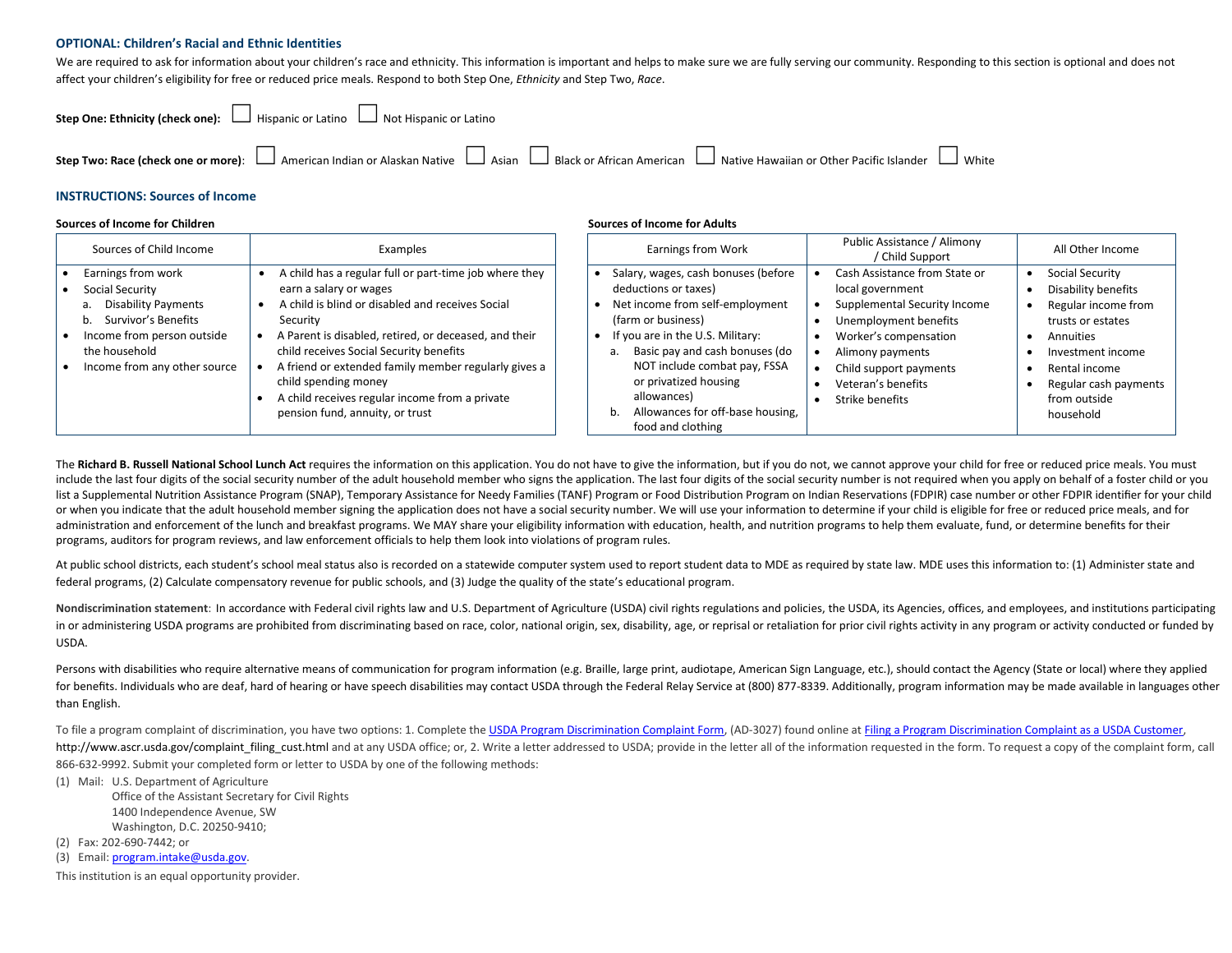### OPTIONAL: Children's Racial and Ethnic Identities

We are required to ask for information about your children's race and ethnicity. This information is important and helps to make sure we are fully serving our community. Responding to this section is optional and does not affect your children's eligibility for free or reduced price meals. Respond to both Step One, *Ethnicity* and Step Two, *Race*.

**Step One: Ethnicity (check one):** ☐ Hispanic or Latino ☐ Not Hispanic or Latino

**Step Two: Race (check one or more)**: ☐ American Indian or Alaskan Native ☐ Asian ☐ Black or African American ☐ Native Hawaiian or Other Pacific Islander ☐ White

### INSTRUCTIONS: Sources of Income

**Sources of Income for Children**

| Sources of Child Income | Examples |
|---|---|
| • Earnings from work<br>• Social Security<br>a. Disability Payments<br>b. Survivor's Benefits<br>• Income from person outside the household<br>• Income from any other source | • A child has a regular full or part-time job where they earn a salary or wages<br>• A child is blind or disabled and receives Social Security<br>• A Parent is disabled, retired, or deceased, and their child receives Social Security benefits<br>• A friend or extended family member regularly gives a child spending money<br>• A child receives regular income from a private pension fund, annuity, or trust |

**Sources of Income for Adults**

| Earnings from Work | Public Assistance / Alimony / Child Support | All Other Income |
|---|---|---|
| • Salary, wages, cash bonuses (before deductions or taxes)<br>• Net income from self-employment (farm or business)<br>• If you are in the U.S. Military:<br>a. Basic pay and cash bonuses (do NOT include combat pay, FSSA or privatized housing allowances)<br>b. Allowances for off-base housing, food and clothing | • Cash Assistance from State or local government<br>• Supplemental Security Income<br>• Unemployment benefits<br>• Worker's compensation<br>• Alimony payments<br>• Child support payments<br>• Veteran's benefits<br>• Strike benefits | • Social Security<br>• Disability benefits<br>• Regular income from trusts or estates<br>• Annuities<br>• Investment income<br>• Rental income<br>• Regular cash payments from outside household |

The **Richard B. Russell National School Lunch Act** requires the information on this application. You do not have to give the information, but if you do not, we cannot approve your child for free or reduced price meals. You must include the last four digits of the social security number of the adult household member who signs the application. The last four digits of the social security number is not required when you apply on behalf of a foster child or you list a Supplemental Nutrition Assistance Program (SNAP), Temporary Assistance for Needy Families (TANF) Program or Food Distribution Program on Indian Reservations (FDPIR) case number or other FDPIR identifier for your child or when you indicate that the adult household member signing the application does not have a social security number. We will use your information to determine if your child is eligible for free or reduced price meals, and for administration and enforcement of the lunch and breakfast programs. We MAY share your eligibility information with education, health, and nutrition programs to help them evaluate, fund, or determine benefits for their programs, auditors for program reviews, and law enforcement officials to help them look into violations of program rules.

At public school districts, each student's school meal status also is recorded on a statewide computer system used to report student data to MDE as required by state law. MDE uses this information to: (1) Administer state and federal programs, (2) Calculate compensatory revenue for public schools, and (3) Judge the quality of the state's educational program.

**Nondiscrimination statement**: In accordance with Federal civil rights law and U.S. Department of Agriculture (USDA) civil rights regulations and policies, the USDA, its Agencies, offices, and employees, and institutions participating in or administering USDA programs are prohibited from discriminating based on race, color, national origin, sex, disability, age, or reprisal or retaliation for prior civil rights activity in any program or activity conducted or funded by USDA.

Persons with disabilities who require alternative means of communication for program information (e.g. Braille, large print, audiotape, American Sign Language, etc.), should contact the Agency (State or local) where they applied for benefits. Individuals who are deaf, hard of hearing or have speech disabilities may contact USDA through the Federal Relay Service at (800) 877-8339. Additionally, program information may be made available in languages other than English.

To file a program complaint of discrimination, you have two options: 1. Complete the USDA Program Discrimination Complaint Form, (AD-3027) found online at Filing a Program Discrimination Complaint as a USDA Customer, http://www.ascr.usda.gov/complaint_filing_cust.html and at any USDA office; or, 2. Write a letter addressed to USDA; provide in the letter all of the information requested in the form. To request a copy of the complaint form, call 866-632-9992. Submit your completed form or letter to USDA by one of the following methods:

(1) Mail: U.S. Department of Agriculture
Office of the Assistant Secretary for Civil Rights
1400 Independence Avenue, SW
Washington, D.C. 20250-9410;

(2) Fax: 202-690-7442; or

(3) Email: program.intake@usda.gov.

This institution is an equal opportunity provider.